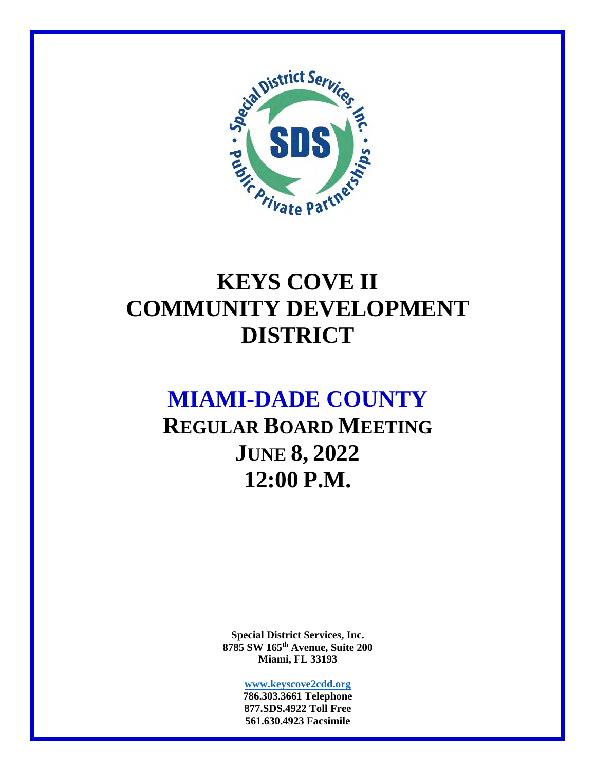# KEYS COVE II COMMUNITY DEVELOPMENT DISTRICT

## MIAMI-DADE COUNTY

## REGULAR BOARD MEETING
## JUNE 8, 2022
## 12:00 P.M.

**Special District Services, Inc.**
**8785 SW 165th Avenue, Suite 200**
**Miami, FL 33193**

**www.keyscove2cdd.org**
**786.303.3661 Telephone**
**877.SDS.4922 Toll Free**
**561.630.4923 Facsimile**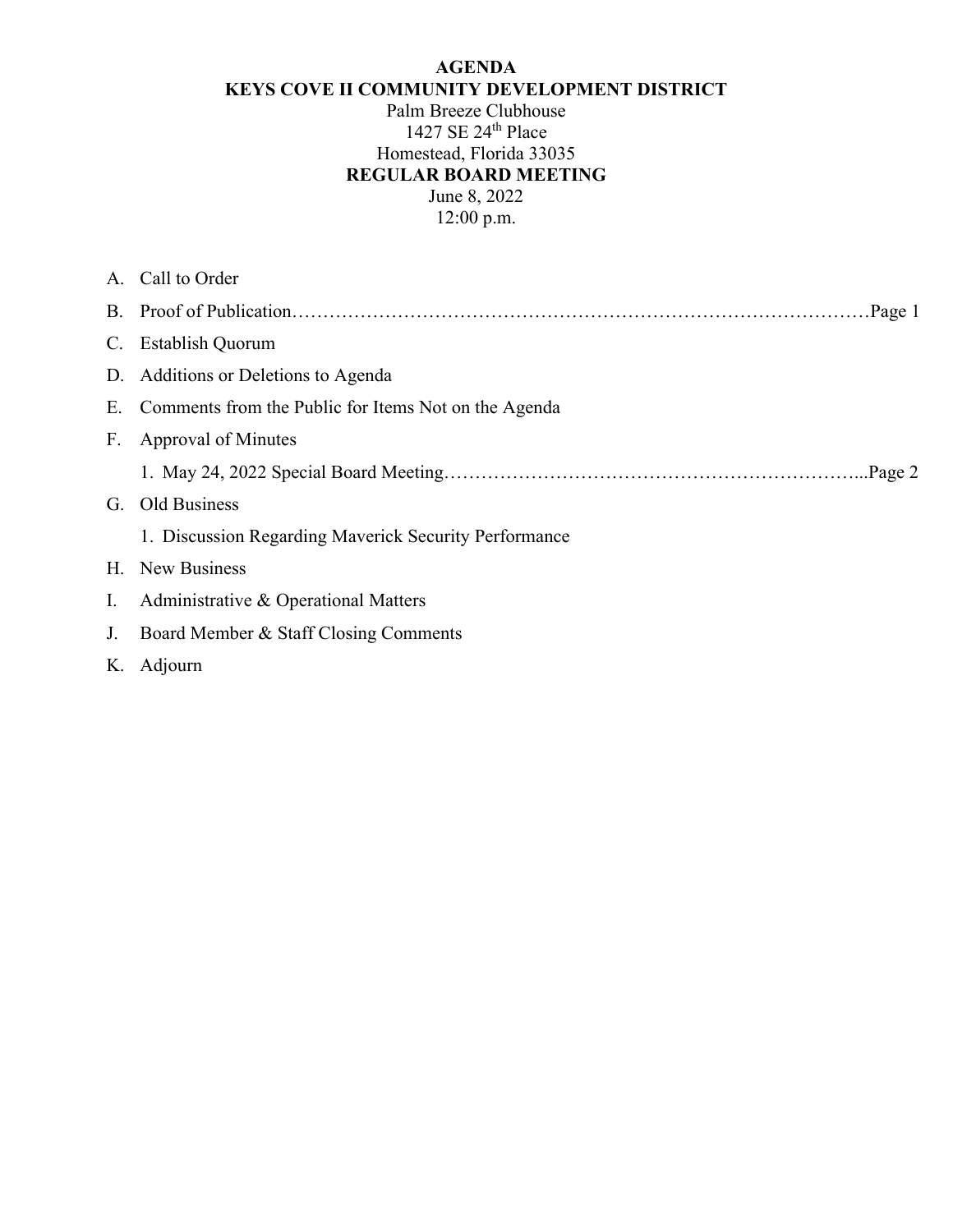**AGENDA**
**KEYS COVE II COMMUNITY DEVELOPMENT DISTRICT**
Palm Breeze Clubhouse
1427 SE 24th Place
Homestead, Florida 33035
**REGULAR BOARD MEETING**
June 8, 2022
12:00 p.m.

A. Call to Order

B. Proof of Publication……………………………………………………………………………Page 1

C. Establish Quorum

D. Additions or Deletions to Agenda

E. Comments from the Public for Items Not on the Agenda

F. Approval of Minutes

1. May 24, 2022 Special Board Meeting………………………………………………………...Page 2

G. Old Business

1. Discussion Regarding Maverick Security Performance

H. New Business

I. Administrative & Operational Matters

J. Board Member & Staff Closing Comments

K. Adjourn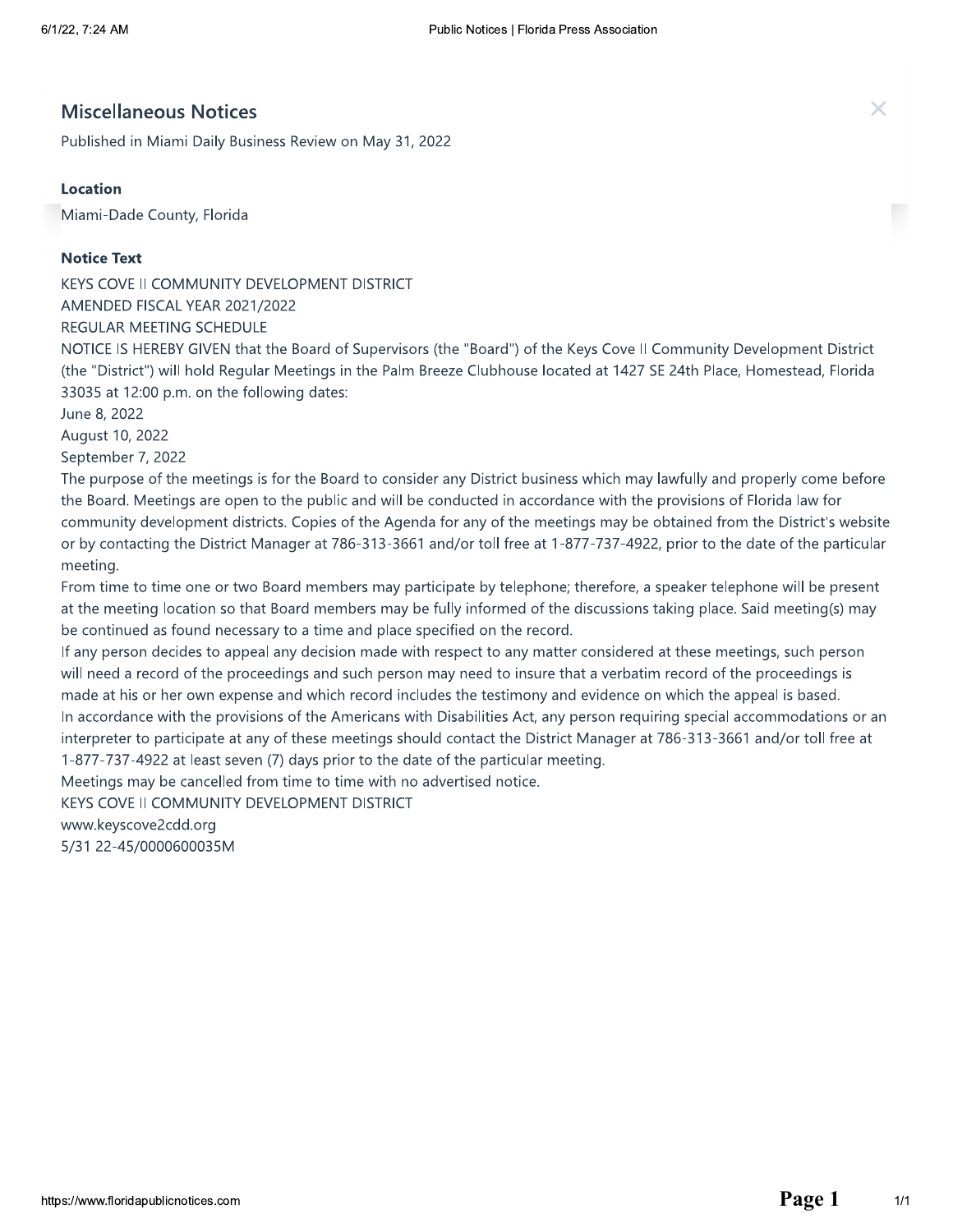## Miscellaneous Notices

Published in Miami Daily Business Review on May 31, 2022

### Location

Miami-Dade County, Florida

### Notice Text

KEYS COVE II COMMUNITY DEVELOPMENT DISTRICT
AMENDED FISCAL YEAR 2021/2022
REGULAR MEETING SCHEDULE

NOTICE IS HEREBY GIVEN that the Board of Supervisors (the "Board") of the Keys Cove II Community Development District (the "District") will hold Regular Meetings in the Palm Breeze Clubhouse located at 1427 SE 24th Place, Homestead, Florida 33035 at 12:00 p.m. on the following dates:

June 8, 2022
August 10, 2022
September 7, 2022

The purpose of the meetings is for the Board to consider any District business which may lawfully and properly come before the Board. Meetings are open to the public and will be conducted in accordance with the provisions of Florida law for community development districts. Copies of the Agenda for any of the meetings may be obtained from the District's website or by contacting the District Manager at 786-313-3661 and/or toll free at 1-877-737-4922, prior to the date of the particular meeting.

From time to time one or two Board members may participate by telephone; therefore, a speaker telephone will be present at the meeting location so that Board members may be fully informed of the discussions taking place. Said meeting(s) may be continued as found necessary to a time and place specified on the record.

If any person decides to appeal any decision made with respect to any matter considered at these meetings, such person will need a record of the proceedings and such person may need to insure that a verbatim record of the proceedings is made at his or her own expense and which record includes the testimony and evidence on which the appeal is based.

In accordance with the provisions of the Americans with Disabilities Act, any person requiring special accommodations or an interpreter to participate at any of these meetings should contact the District Manager at 786-313-3661 and/or toll free at 1-877-737-4922 at least seven (7) days prior to the date of the particular meeting.

Meetings may be cancelled from time to time with no advertised notice.

KEYS COVE II COMMUNITY DEVELOPMENT DISTRICT
www.keyscove2cdd.org
5/31 22-45/0000600035M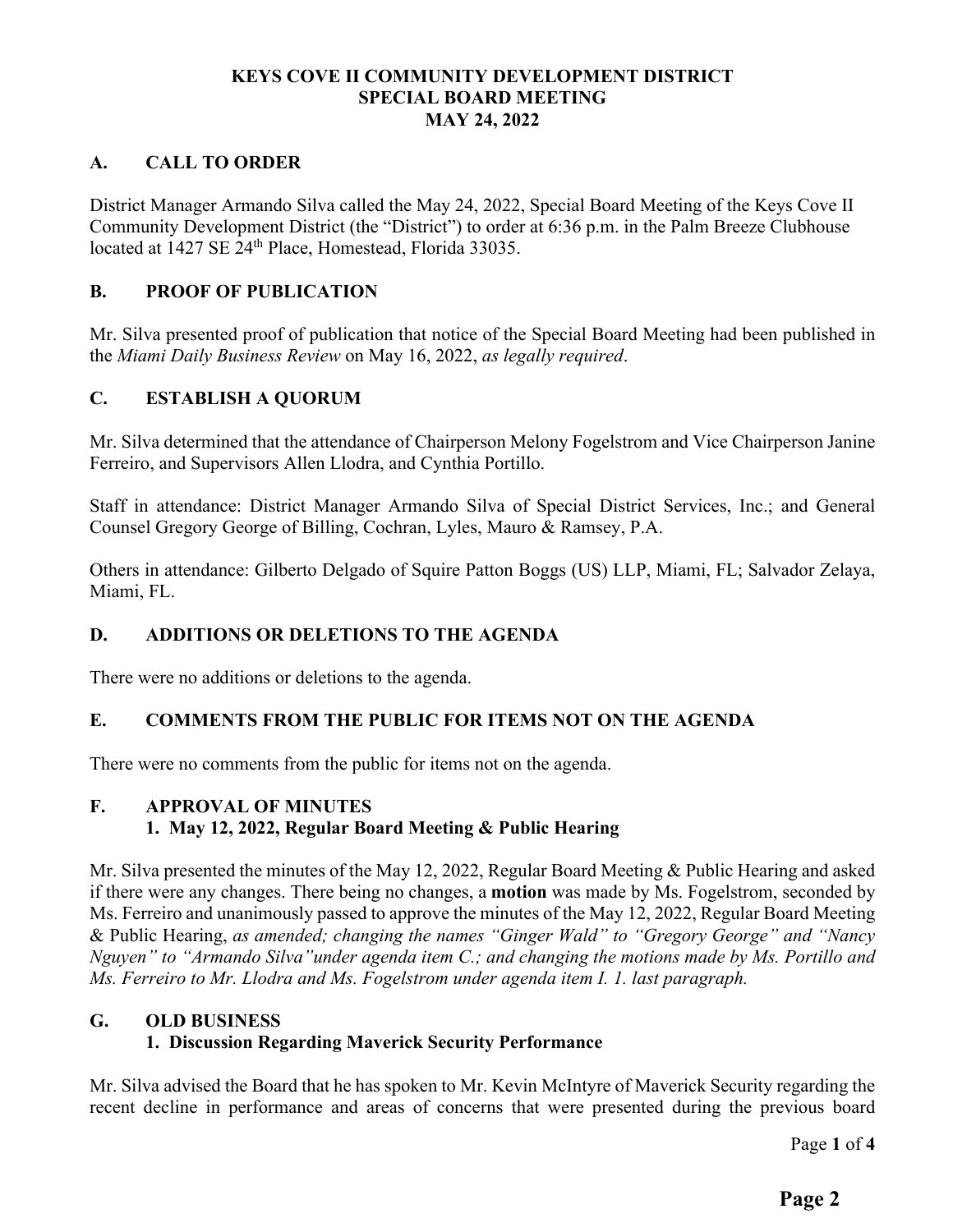# KEYS COVE II COMMUNITY DEVELOPMENT DISTRICT
## SPECIAL BOARD MEETING
## MAY 24, 2022

### A. CALL TO ORDER

District Manager Armando Silva called the May 24, 2022, Special Board Meeting of the Keys Cove II Community Development District (the "District") to order at 6:36 p.m. in the Palm Breeze Clubhouse located at 1427 SE 24th Place, Homestead, Florida 33035.

### B. PROOF OF PUBLICATION

Mr. Silva presented proof of publication that notice of the Special Board Meeting had been published in the *Miami Daily Business Review* on May 16, 2022, *as legally required*.

### C. ESTABLISH A QUORUM

Mr. Silva determined that the attendance of Chairperson Melony Fogelstrom and Vice Chairperson Janine Ferreiro, and Supervisors Allen Llodra, and Cynthia Portillo.

Staff in attendance: District Manager Armando Silva of Special District Services, Inc.; and General Counsel Gregory George of Billing, Cochran, Lyles, Mauro & Ramsey, P.A.

Others in attendance: Gilberto Delgado of Squire Patton Boggs (US) LLP, Miami, FL; Salvador Zelaya, Miami, FL.

### D. ADDITIONS OR DELETIONS TO THE AGENDA

There were no additions or deletions to the agenda.

### E. COMMENTS FROM THE PUBLIC FOR ITEMS NOT ON THE AGENDA

There were no comments from the public for items not on the agenda.

### F. APPROVAL OF MINUTES
#### 1. May 12, 2022, Regular Board Meeting & Public Hearing

Mr. Silva presented the minutes of the May 12, 2022, Regular Board Meeting & Public Hearing and asked if there were any changes. There being no changes, a **motion** was made by Ms. Fogelstrom, seconded by Ms. Ferreiro and unanimously passed to approve the minutes of the May 12, 2022, Regular Board Meeting & Public Hearing, *as amended; changing the names "Ginger Wald" to "Gregory George" and "Nancy Nguyen" to "Armando Silva"under agenda item C.; and changing the motions made by Ms. Portillo and Ms. Ferreiro to Mr. Llodra and Ms. Fogelstrom under agenda item I. 1. last paragraph.*

### G. OLD BUSINESS
#### 1. Discussion Regarding Maverick Security Performance

Mr. Silva advised the Board that he has spoken to Mr. Kevin McIntyre of Maverick Security regarding the recent decline in performance and areas of concerns that were presented during the previous board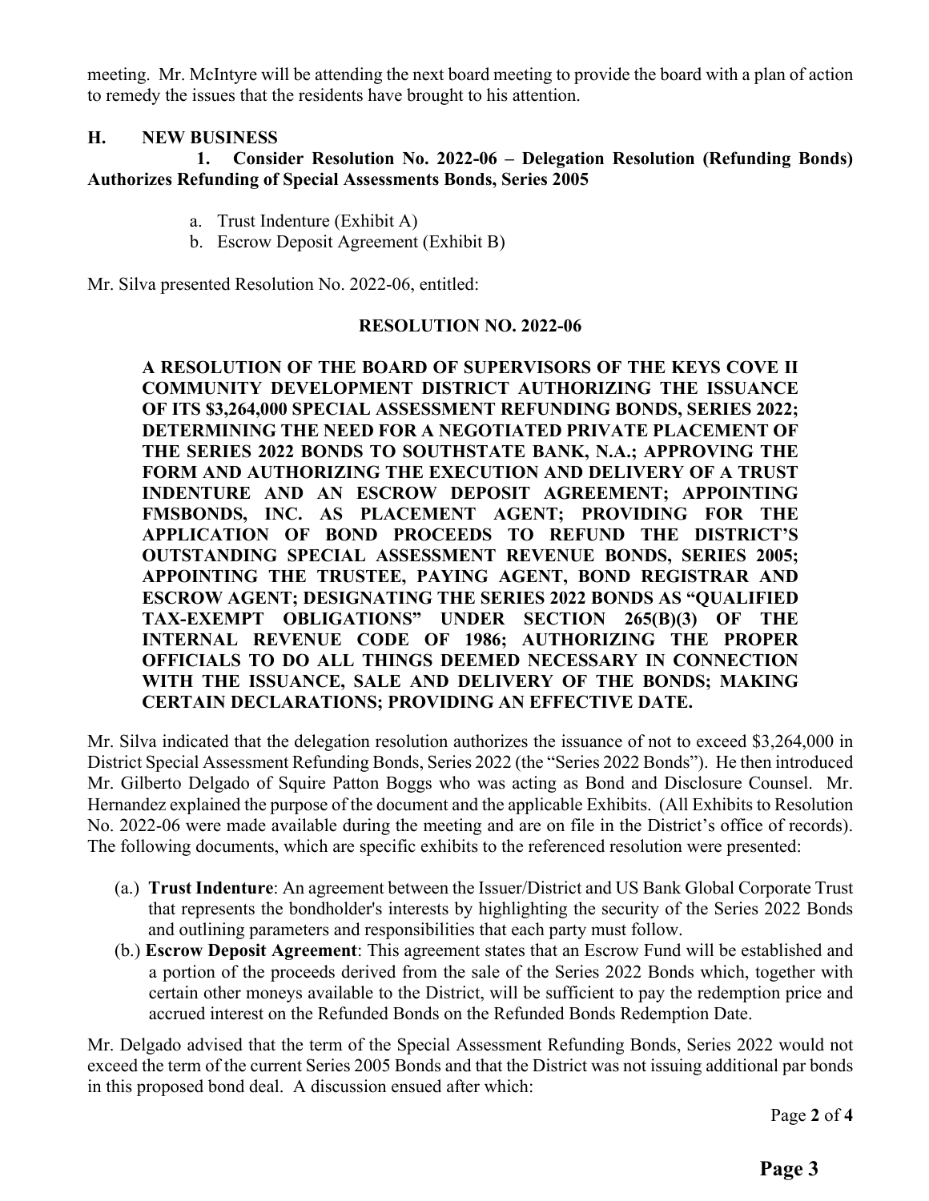meeting. Mr. McIntyre will be attending the next board meeting to provide the board with a plan of action to remedy the issues that the residents have brought to his attention.

## H. NEW BUSINESS

**1. Consider Resolution No. 2022-06 – Delegation Resolution (Refunding Bonds) Authorizes Refunding of Special Assessments Bonds, Series 2005**

a. Trust Indenture (Exhibit A)
b. Escrow Deposit Agreement (Exhibit B)

Mr. Silva presented Resolution No. 2022-06, entitled:

**RESOLUTION NO. 2022-06**

**A RESOLUTION OF THE BOARD OF SUPERVISORS OF THE KEYS COVE II COMMUNITY DEVELOPMENT DISTRICT AUTHORIZING THE ISSUANCE OF ITS $3,264,000 SPECIAL ASSESSMENT REFUNDING BONDS, SERIES 2022; DETERMINING THE NEED FOR A NEGOTIATED PRIVATE PLACEMENT OF THE SERIES 2022 BONDS TO SOUTHSTATE BANK, N.A.; APPROVING THE FORM AND AUTHORIZING THE EXECUTION AND DELIVERY OF A TRUST INDENTURE AND AN ESCROW DEPOSIT AGREEMENT; APPOINTING FMSBONDS, INC. AS PLACEMENT AGENT; PROVIDING FOR THE APPLICATION OF BOND PROCEEDS TO REFUND THE DISTRICT'S OUTSTANDING SPECIAL ASSESSMENT REVENUE BONDS, SERIES 2005; APPOINTING THE TRUSTEE, PAYING AGENT, BOND REGISTRAR AND ESCROW AGENT; DESIGNATING THE SERIES 2022 BONDS AS "QUALIFIED TAX-EXEMPT OBLIGATIONS" UNDER SECTION 265(B)(3) OF THE INTERNAL REVENUE CODE OF 1986; AUTHORIZING THE PROPER OFFICIALS TO DO ALL THINGS DEEMED NECESSARY IN CONNECTION WITH THE ISSUANCE, SALE AND DELIVERY OF THE BONDS; MAKING CERTAIN DECLARATIONS; PROVIDING AN EFFECTIVE DATE.**

Mr. Silva indicated that the delegation resolution authorizes the issuance of not to exceed $3,264,000 in District Special Assessment Refunding Bonds, Series 2022 (the "Series 2022 Bonds"). He then introduced Mr. Gilberto Delgado of Squire Patton Boggs who was acting as Bond and Disclosure Counsel. Mr. Hernandez explained the purpose of the document and the applicable Exhibits. (All Exhibits to Resolution No. 2022-06 were made available during the meeting and are on file in the District's office of records). The following documents, which are specific exhibits to the referenced resolution were presented:

(a.) **Trust Indenture**: An agreement between the Issuer/District and US Bank Global Corporate Trust that represents the bondholder's interests by highlighting the security of the Series 2022 Bonds and outlining parameters and responsibilities that each party must follow.

(b.) **Escrow Deposit Agreement**: This agreement states that an Escrow Fund will be established and a portion of the proceeds derived from the sale of the Series 2022 Bonds which, together with certain other moneys available to the District, will be sufficient to pay the redemption price and accrued interest on the Refunded Bonds on the Refunded Bonds Redemption Date.

Mr. Delgado advised that the term of the Special Assessment Refunding Bonds, Series 2022 would not exceed the term of the current Series 2005 Bonds and that the District was not issuing additional par bonds in this proposed bond deal. A discussion ensued after which: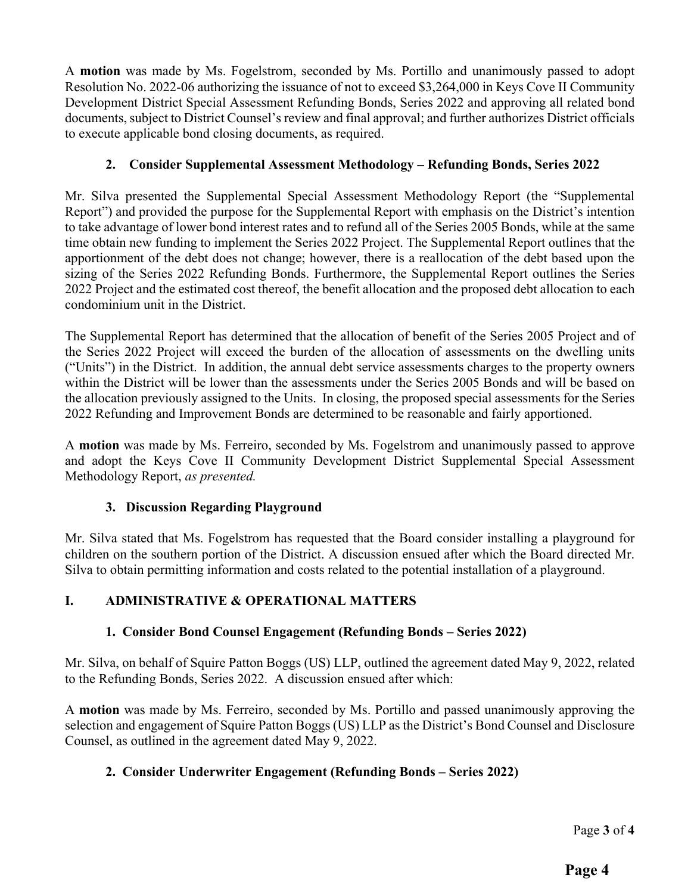A **motion** was made by Ms. Fogelstrom, seconded by Ms. Portillo and unanimously passed to adopt Resolution No. 2022-06 authorizing the issuance of not to exceed $3,264,000 in Keys Cove II Community Development District Special Assessment Refunding Bonds, Series 2022 and approving all related bond documents, subject to District Counsel's review and final approval; and further authorizes District officials to execute applicable bond closing documents, as required.

### 2. Consider Supplemental Assessment Methodology – Refunding Bonds, Series 2022

Mr. Silva presented the Supplemental Special Assessment Methodology Report (the "Supplemental Report") and provided the purpose for the Supplemental Report with emphasis on the District's intention to take advantage of lower bond interest rates and to refund all of the Series 2005 Bonds, while at the same time obtain new funding to implement the Series 2022 Project. The Supplemental Report outlines that the apportionment of the debt does not change; however, there is a reallocation of the debt based upon the sizing of the Series 2022 Refunding Bonds. Furthermore, the Supplemental Report outlines the Series 2022 Project and the estimated cost thereof, the benefit allocation and the proposed debt allocation to each condominium unit in the District.

The Supplemental Report has determined that the allocation of benefit of the Series 2005 Project and of the Series 2022 Project will exceed the burden of the allocation of assessments on the dwelling units ("Units") in the District. In addition, the annual debt service assessments charges to the property owners within the District will be lower than the assessments under the Series 2005 Bonds and will be based on the allocation previously assigned to the Units. In closing, the proposed special assessments for the Series 2022 Refunding and Improvement Bonds are determined to be reasonable and fairly apportioned.

A **motion** was made by Ms. Ferreiro, seconded by Ms. Fogelstrom and unanimously passed to approve and adopt the Keys Cove II Community Development District Supplemental Special Assessment Methodology Report, *as presented.*

### 3. Discussion Regarding Playground

Mr. Silva stated that Ms. Fogelstrom has requested that the Board consider installing a playground for children on the southern portion of the District. A discussion ensued after which the Board directed Mr. Silva to obtain permitting information and costs related to the potential installation of a playground.

## I. ADMINISTRATIVE & OPERATIONAL MATTERS

### 1. Consider Bond Counsel Engagement (Refunding Bonds – Series 2022)

Mr. Silva, on behalf of Squire Patton Boggs (US) LLP, outlined the agreement dated May 9, 2022, related to the Refunding Bonds, Series 2022. A discussion ensued after which:

A **motion** was made by Ms. Ferreiro, seconded by Ms. Portillo and passed unanimously approving the selection and engagement of Squire Patton Boggs (US) LLP as the District's Bond Counsel and Disclosure Counsel, as outlined in the agreement dated May 9, 2022.

### 2. Consider Underwriter Engagement (Refunding Bonds – Series 2022)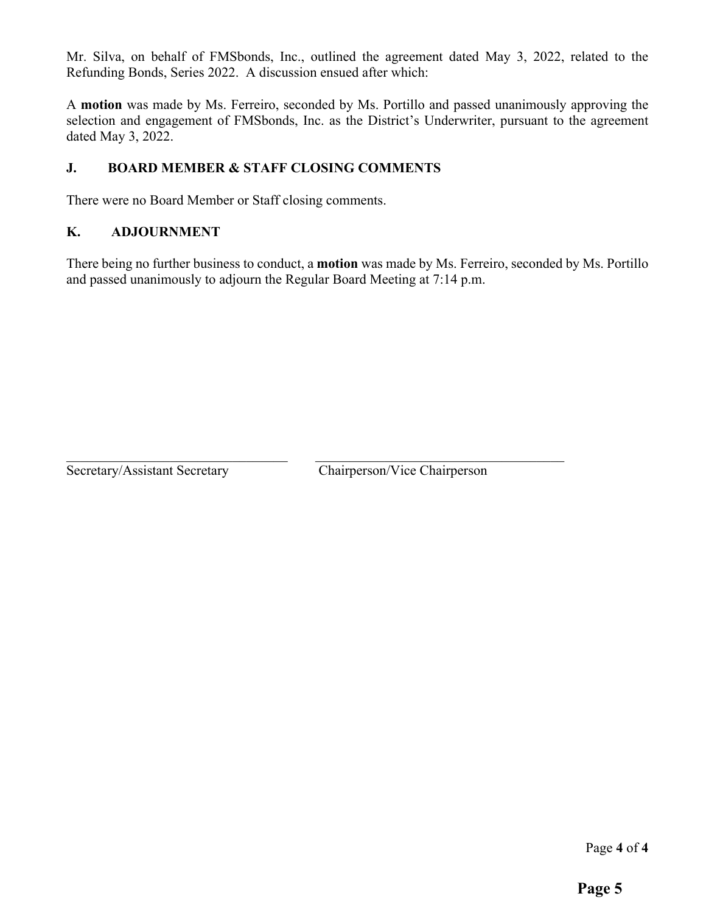Mr. Silva, on behalf of FMSbonds, Inc., outlined the agreement dated May 3, 2022, related to the Refunding Bonds, Series 2022. A discussion ensued after which:

A **motion** was made by Ms. Ferreiro, seconded by Ms. Portillo and passed unanimously approving the selection and engagement of FMSbonds, Inc. as the District's Underwriter, pursuant to the agreement dated May 3, 2022.

## J. BOARD MEMBER & STAFF CLOSING COMMENTS

There were no Board Member or Staff closing comments.

## K. ADJOURNMENT

There being no further business to conduct, a **motion** was made by Ms. Ferreiro, seconded by Ms. Portillo and passed unanimously to adjourn the Regular Board Meeting at 7:14 p.m.

\_\_\_\_\_\_\_\_\_\_\_\_\_\_\_\_\_\_\_\_\_\_\_\_\_\_\_\_\_\_\_\_\_ \_\_\_\_\_\_\_\_\_\_\_\_\_\_\_\_\_\_\_\_\_\_\_\_\_\_\_\_\_\_\_\_\_\_\_\_\_

Secretary/Assistant Secretary Chairperson/Vice Chairperson